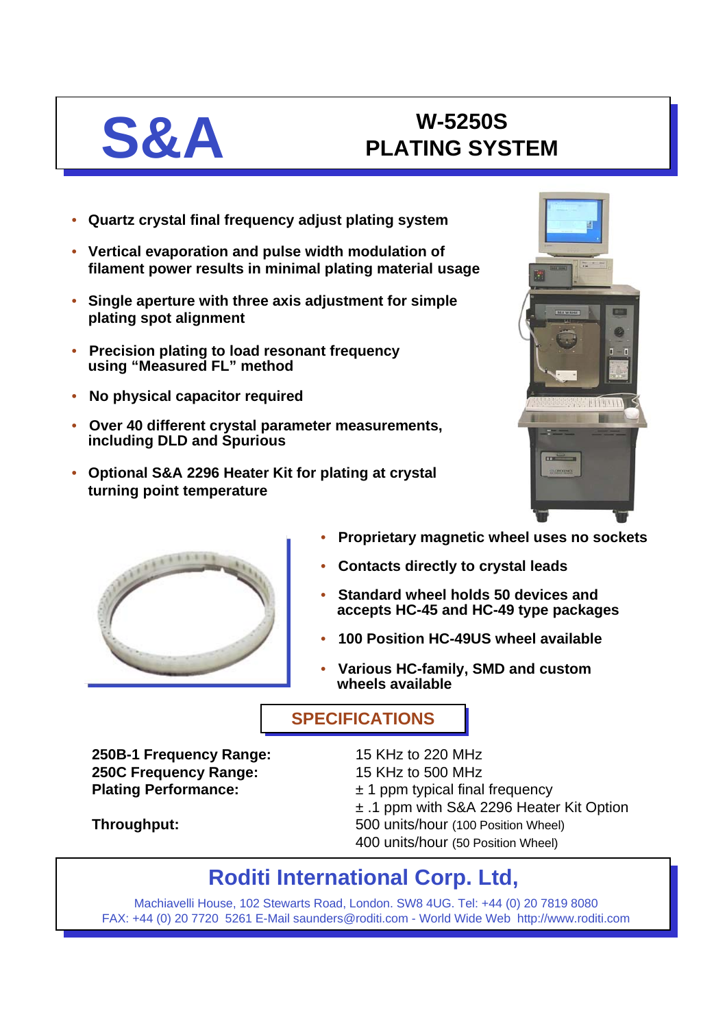# S&A

# W-5250S PLATING SYSTEM

- **Quartz crystal final frequency adjust plating system**
- **Vertical evaporation and pulse width modulation of filament power results in minimal plating material usage**
- **Single aperture with three axis adjustment for simple plating spot alignment**
- **Precision plating to load resonant frequency using "Measured FL" method**
- **No physical capacitor required**
- **Over 40 different crystal parameter measurements, including DLD and Spurious**
- **Optional S&A 2296 Heater Kit for plating at crystal turning point temperature**

- **Proprietary magnetic wheel uses no sockets**
- **Contacts directly to crystal leads**
- **Standard wheel holds 50 devices and accepts HC-45 and HC-49 type packages**
- **100 Position HC-49US wheel available**
- **Various HC-family, SMD and custom wheels available**

## SPECIFICATIONS

| | |
|---|---|
| **250B-1 Frequency Range:** | 15 KHz to 220 MHz |
| **250C Frequency Range:** | 15 KHz to 500 MHz |
| **Plating Performance:** | ± 1 ppm typical final frequency |
| | ± .1 ppm with S&A 2296 Heater Kit Option |
| **Throughput:** | 500 units/hour (100 Position Wheel) |
| | 400 units/hour (50 Position Wheel) |

## Roditi International Corp. Ltd,

Machiavelli House, 102 Stewarts Road, London. SW8 4UG. Tel: +44 (0) 20 7819 8080
FAX: +44 (0) 20 7720 5261 E-Mail saunders@roditi.com - World Wide Web http://www.roditi.com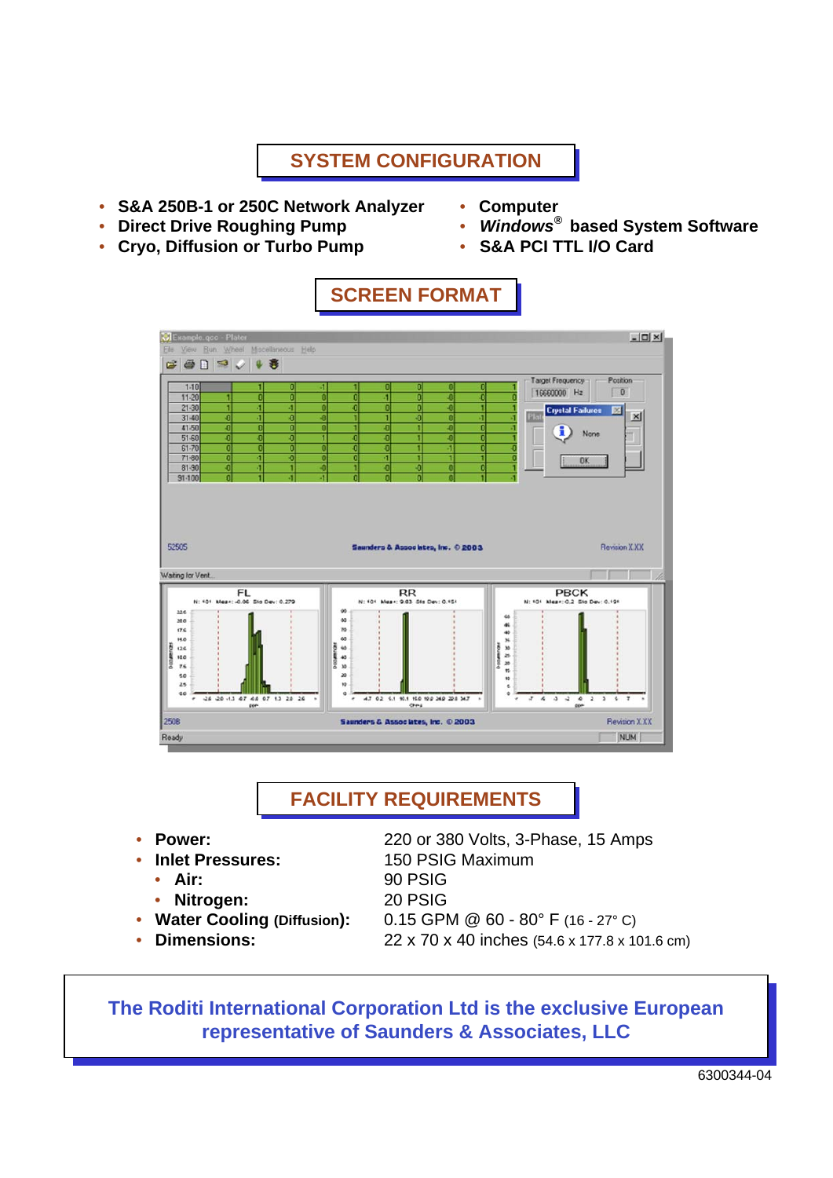## SYSTEM CONFIGURATION

- S&A 250B-1 or 250C Network Analyzer
- Direct Drive Roughing Pump
- Cryo, Diffusion or Turbo Pump
- Computer
- *Windows*® based System Software
- S&A PCI TTL I/O Card

## SCREEN FORMAT

## FACILITY REQUIREMENTS

| | |
|---|---|
| • **Power:** | 220 or 380 Volts, 3-Phase, 15 Amps |
| • **Inlet Pressures:** | 150 PSIG Maximum |
| &nbsp;&nbsp;• **Air:** | 90 PSIG |
| &nbsp;&nbsp;• **Nitrogen:** | 20 PSIG |
| • **Water Cooling (Diffusion):** | 0.15 GPM @ 60 - 80° F (16 - 27° C) |
| • **Dimensions:** | 22 x 70 x 40 inches (54.6 x 177.8 x 101.6 cm) |

**The Roditi International Corporation Ltd is the exclusive European representative of Saunders & Associates, LLC**

6300344-04